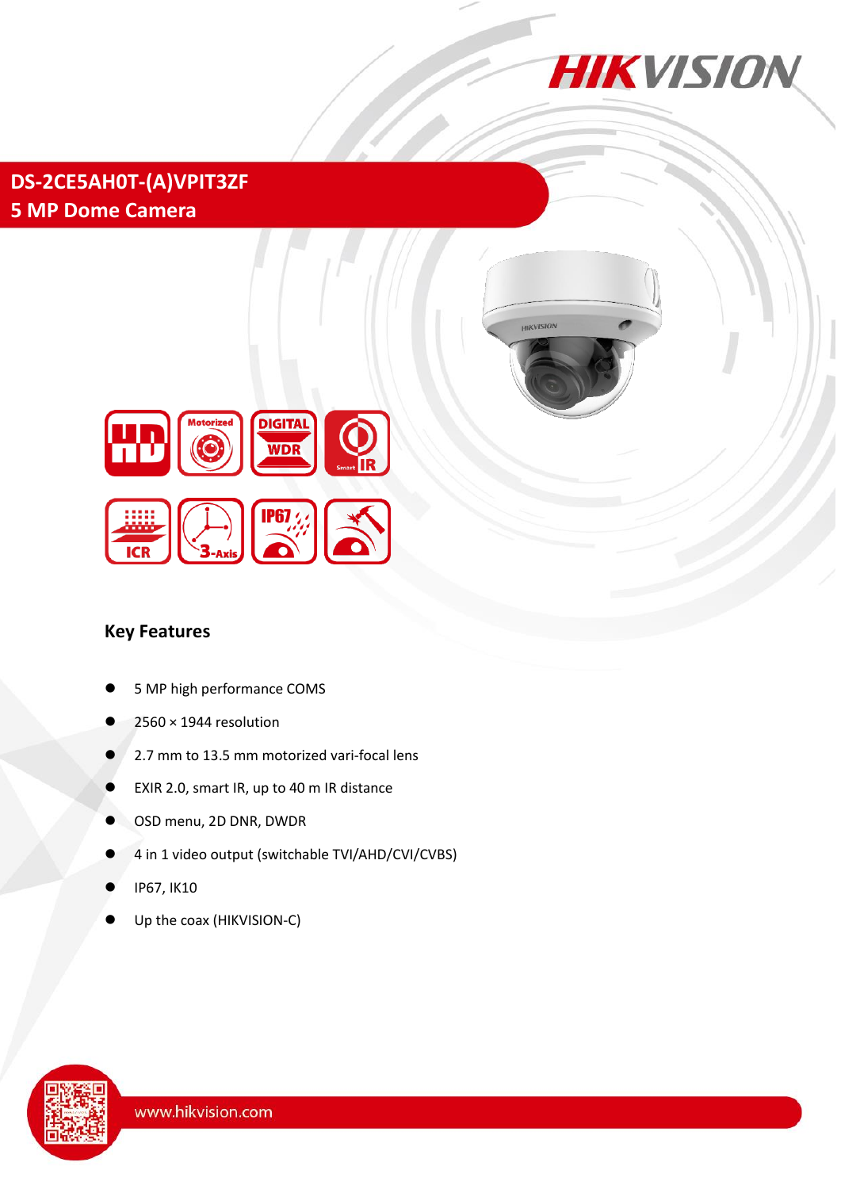# DS-2CE5AH0T-(A)VPIT3ZF

# 5 MP Dome Camera

## Key Features

- 5 MP high performance COMS
- 2560 × 1944 resolution
- 2.7 mm to 13.5 mm motorized vari-focal lens
- EXIR 2.0, smart IR, up to 40 m IR distance
- OSD menu, 2D DNR, DWDR
- 4 in 1 video output (switchable TVI/AHD/CVI/CVBS)
- IP67, IK10
- Up the coax (HIKVISION-C)

www.hikvision.com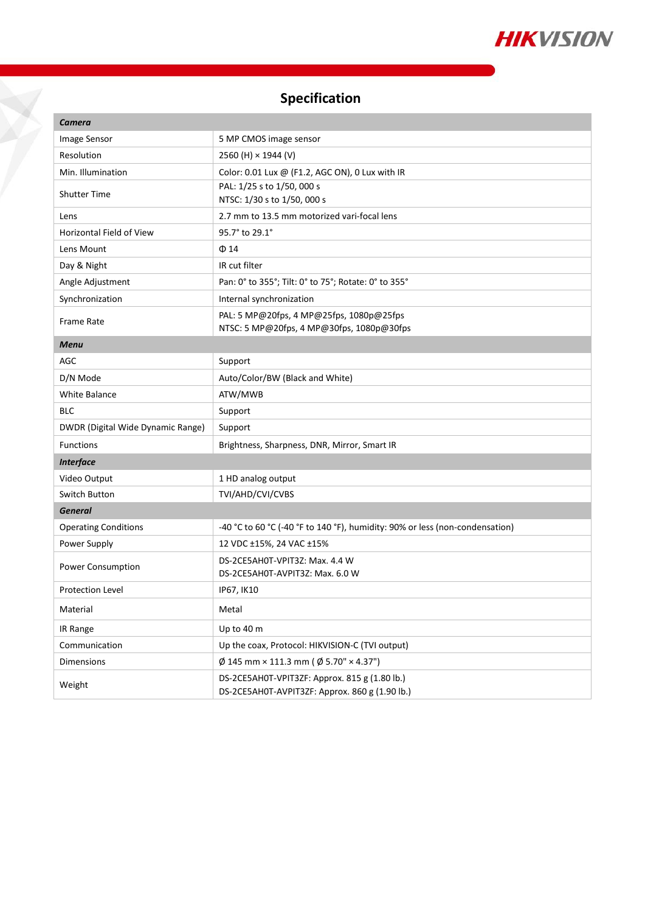## Specification

| ***Camera*** | |
|---|---|
| Image Sensor | 5 MP CMOS image sensor |
| Resolution | 2560 (H) × 1944 (V) |
| Min. Illumination | Color: 0.01 Lux @ (F1.2, AGC ON), 0 Lux with IR |
| Shutter Time | PAL: 1/25 s to 1/50, 000 s<br>NTSC: 1/30 s to 1/50, 000 s |
| Lens | 2.7 mm to 13.5 mm motorized vari-focal lens |
| Horizontal Field of View | 95.7° to 29.1° |
| Lens Mount | Φ 14 |
| Day & Night | IR cut filter |
| Angle Adjustment | Pan: 0° to 355°; Tilt: 0° to 75°; Rotate: 0° to 355° |
| Synchronization | Internal synchronization |
| Frame Rate | PAL: 5 MP@20fps, 4 MP@25fps, 1080p@25fps<br>NTSC: 5 MP@20fps, 4 MP@30fps, 1080p@30fps |
| ***Menu*** | |
| AGC | Support |
| D/N Mode | Auto/Color/BW (Black and White) |
| White Balance | ATW/MWB |
| BLC | Support |
| DWDR (Digital Wide Dynamic Range) | Support |
| Functions | Brightness, Sharpness, DNR, Mirror, Smart IR |
| ***Interface*** | |
| Video Output | 1 HD analog output |
| Switch Button | TVI/AHD/CVI/CVBS |
| ***General*** | |
| Operating Conditions | -40 °C to 60 °C (-40 °F to 140 °F), humidity: 90% or less (non-condensation) |
| Power Supply | 12 VDC ±15%, 24 VAC ±15% |
| Power Consumption | DS-2CE5AH0T-VPIT3Z: Max. 4.4 W<br>DS-2CE5AH0T-AVPIT3Z: Max. 6.0 W |
| Protection Level | IP67, IK10 |
| Material | Metal |
| IR Range | Up to 40 m |
| Communication | Up the coax, Protocol: HIKVISION-C (TVI output) |
| Dimensions | Ø 145 mm × 111.3 mm ( Ø 5.70" × 4.37") |
| Weight | DS-2CE5AH0T-VPIT3ZF: Approx. 815 g (1.80 lb.)<br>DS-2CE5AH0T-AVPIT3ZF: Approx. 860 g (1.90 lb.) |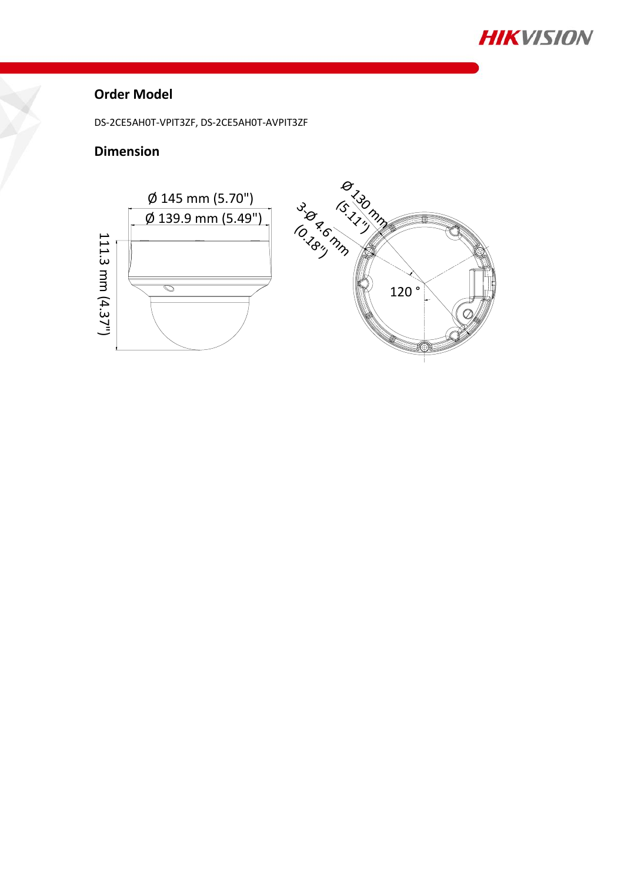## Order Model

DS-2CE5AH0T-VPIT3ZF, DS-2CE5AH0T-AVPIT3ZF

## Dimension

Ø 145 mm (5.70")

Ø 139.9 mm (5.49")

111.3 mm (4.37")

Ø 130 mm (5.11")

3-Ø 4.6 mm (0.18")

120 °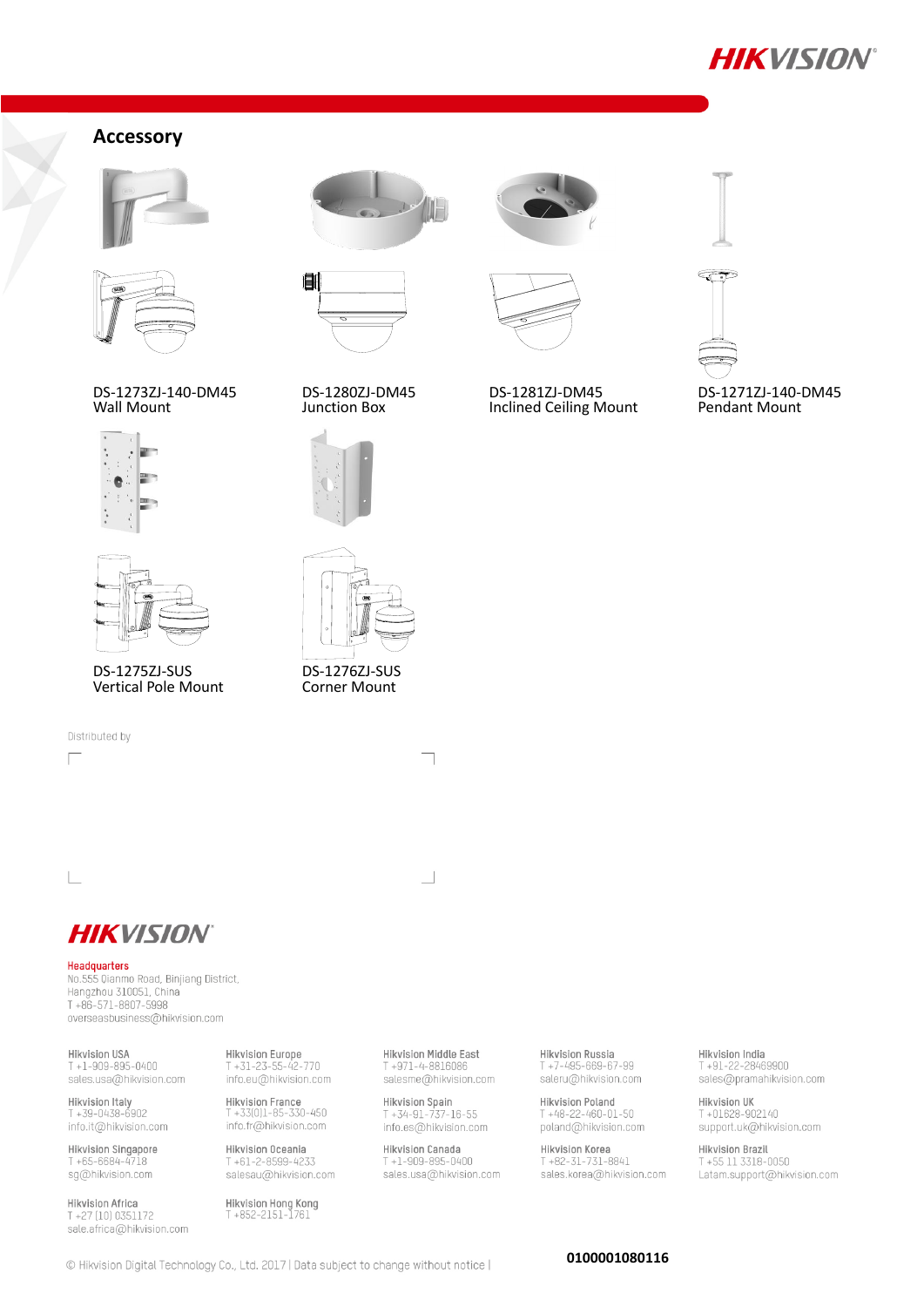## Accessory

DS-1273ZJ-140-DM45
Wall Mount

DS-1280ZJ-DM45
Junction Box

DS-1281ZJ-DM45
Inclined Ceiling Mount

DS-1271ZJ-140-DM45
Pendant Mount

DS-1275ZJ-SUS
Vertical Pole Mount

DS-1276ZJ-SUS
Corner Mount

Distributed by

**HIKVISION**

Headquarters
No.555 Qianmo Road, Binjiang District,
Hangzhou 310051, China
T +86-571-8807-5998
overseasbusiness@hikvision.com

Hikvision USA
T +1-909-895-0400
sales.usa@hikvision.com

Hikvision Europe
T +31-23-55-42-770
info.eu@hikvision.com

Hikvision Middle East
T +971-4-8816086
salesme@hikvision.com

Hikvision Russia
T +7-495-669-67-99
saleru@hikvision.com

Hikvision India
T +91-22-28469900
sales@pramahikvision.com

Hikvision Italy
T +39-0438-6902
info.it@hikvision.com

Hikvision France
T +33(0)1-85-330-450
info.fr@hikvision.com

Hikvision Spain
T +34-91-737-16-55
info.es@hikvision.com

Hikvision Poland
T +48-22-460-01-50
poland@hikvision.com

Hikvision UK
T +01628-902140
support.uk@hikvision.com

Hikvision Singapore
T +65-6684-4718
sg@hikvision.com

Hikvision Oceania
T +61-2-8599-4233
salesau@hikvision.com

Hikvision Canada
T +1-909-895-0400
sales.usa@hikvision.com

Hikvision Korea
T +82-31-731-8841
sales.korea@hikvision.com

Hikvision Brazil
T +55 11 3318-0050
Latam.support@hikvision.com

Hikvision Africa
T +27 (10) 0351172
sale.africa@hikvision.com

Hikvision Hong Kong
T +852-2151-1761

© Hikvision Digital Technology Co., Ltd. 2017 | Data subject to change without notice |

**0100001080116**